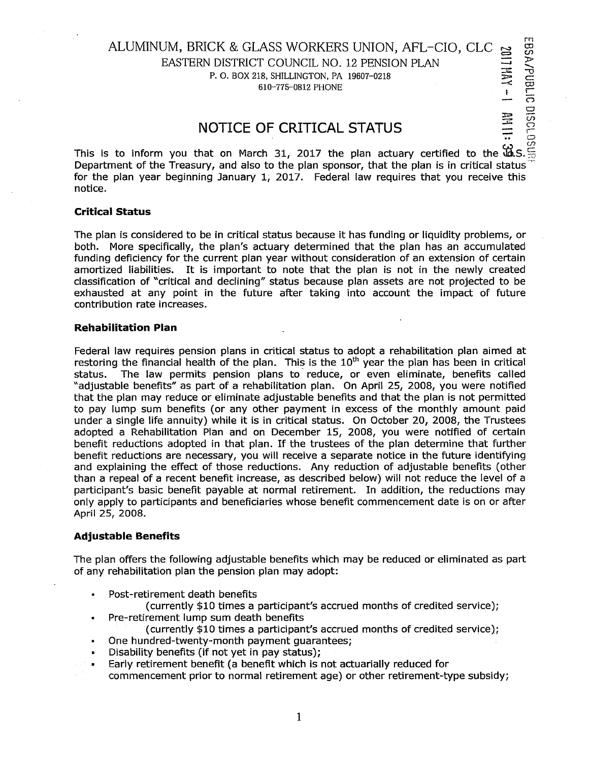# ALUMINUM, BRICK & GLASS WORKERS UNION, AFL-CIO, CLC

EASTERN DISTRICT COUNCIL NO. 12 PENSION PLAN

P. O. BOX 218, SHILLINGTON, PA 19607-0218

610-775-0812 PHONE

## NOTICE OF CRITICAL STATUS

This is to inform you that on March 31, 2017 the plan actuary certified to the U.S. Department of the Treasury, and also to the plan sponsor, that the plan is in critical status for the plan year beginning January 1, 2017. Federal law requires that you receive this notice.

### Critical Status

The plan is considered to be in critical status because it has funding or liquidity problems, or both. More specifically, the plan's actuary determined that the plan has an accumulated funding deficiency for the current plan year without consideration of an extension of certain amortized liabilities. It is important to note that the plan is not in the newly created classification of "critical and declining" status because plan assets are not projected to be exhausted at any point in the future after taking into account the impact of future contribution rate increases.

### Rehabilitation Plan

Federal law requires pension plans in critical status to adopt a rehabilitation plan aimed at restoring the financial health of the plan. This is the 10th year the plan has been in critical status. The law permits pension plans to reduce, or even eliminate, benefits called "adjustable benefits" as part of a rehabilitation plan. On April 25, 2008, you were notified that the plan may reduce or eliminate adjustable benefits and that the plan is not permitted to pay lump sum benefits (or any other payment in excess of the monthly amount paid under a single life annuity) while it is in critical status. On October 20, 2008, the Trustees adopted a Rehabilitation Plan and on December 15, 2008, you were notified of certain benefit reductions adopted in that plan. If the trustees of the plan determine that further benefit reductions are necessary, you will receive a separate notice in the future identifying and explaining the effect of those reductions. Any reduction of adjustable benefits (other than a repeal of a recent benefit increase, as described below) will not reduce the level of a participant's basic benefit payable at normal retirement. In addition, the reductions may only apply to participants and beneficiaries whose benefit commencement date is on or after April 25, 2008.

### Adjustable Benefits

The plan offers the following adjustable benefits which may be reduced or eliminated as part of any rehabilitation plan the pension plan may adopt:

- Post-retirement death benefits
  (currently $10 times a participant's accrued months of credited service);
- Pre-retirement lump sum death benefits
  (currently $10 times a participant's accrued months of credited service);
- One hundred-twenty-month payment guarantees;
- Disability benefits (if not yet in pay status);
- Early retirement benefit (a benefit which is not actuarially reduced for commencement prior to normal retirement age) or other retirement-type subsidy;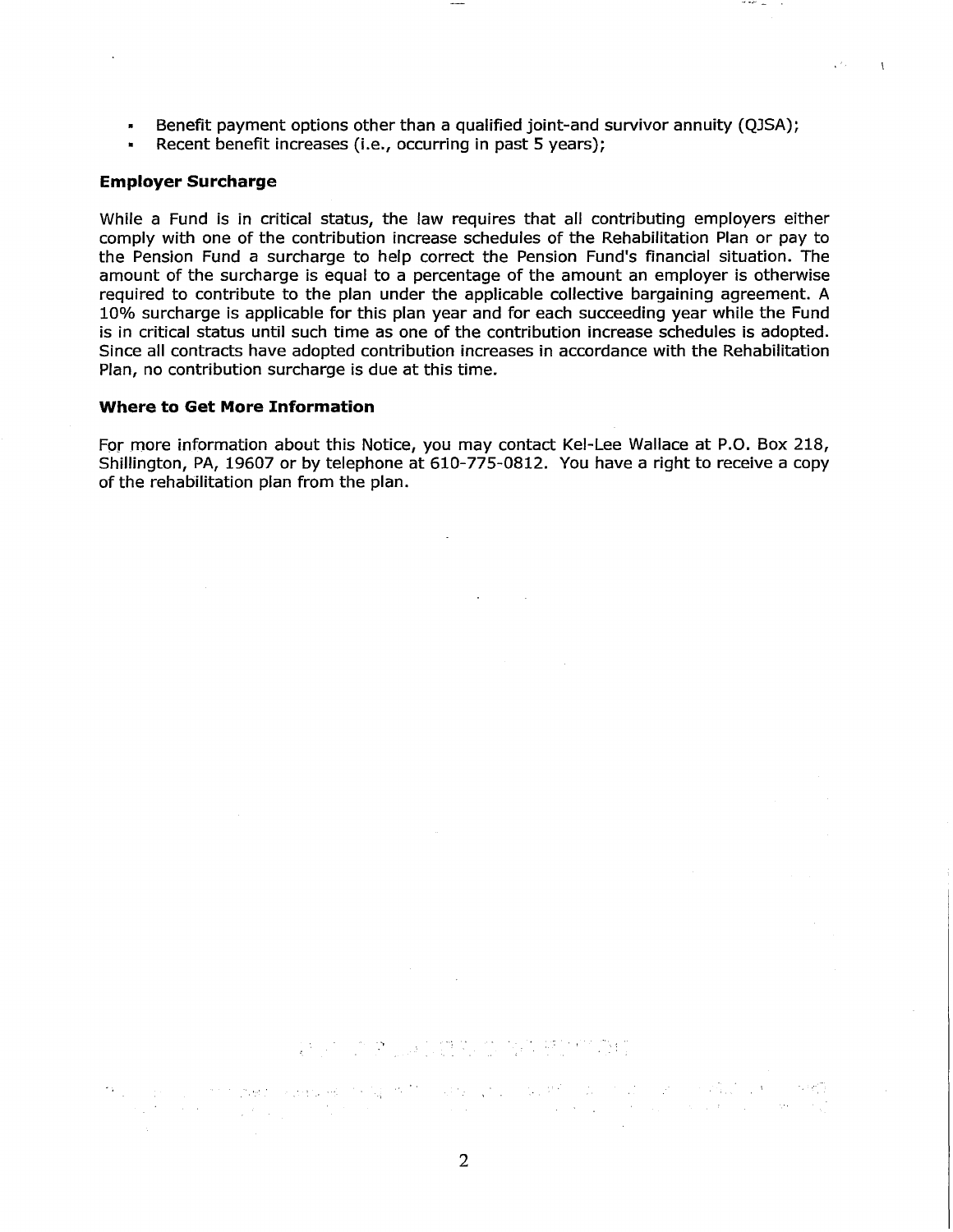- Benefit payment options other than a qualified joint-and survivor annuity (QJSA);
- Recent benefit increases (i.e., occurring in past 5 years);

**Employer Surcharge**

While a Fund is in critical status, the law requires that all contributing employers either comply with one of the contribution increase schedules of the Rehabilitation Plan or pay to the Pension Fund a surcharge to help correct the Pension Fund's financial situation. The amount of the surcharge is equal to a percentage of the amount an employer is otherwise required to contribute to the plan under the applicable collective bargaining agreement. A 10% surcharge is applicable for this plan year and for each succeeding year while the Fund is in critical status until such time as one of the contribution increase schedules is adopted. Since all contracts have adopted contribution increases in accordance with the Rehabilitation Plan, no contribution surcharge is due at this time.

**Where to Get More Information**

For more information about this Notice, you may contact Kel-Lee Wallace at P.O. Box 218, Shillington, PA, 19607 or by telephone at 610-775-0812. You have a right to receive a copy of the rehabilitation plan from the plan.